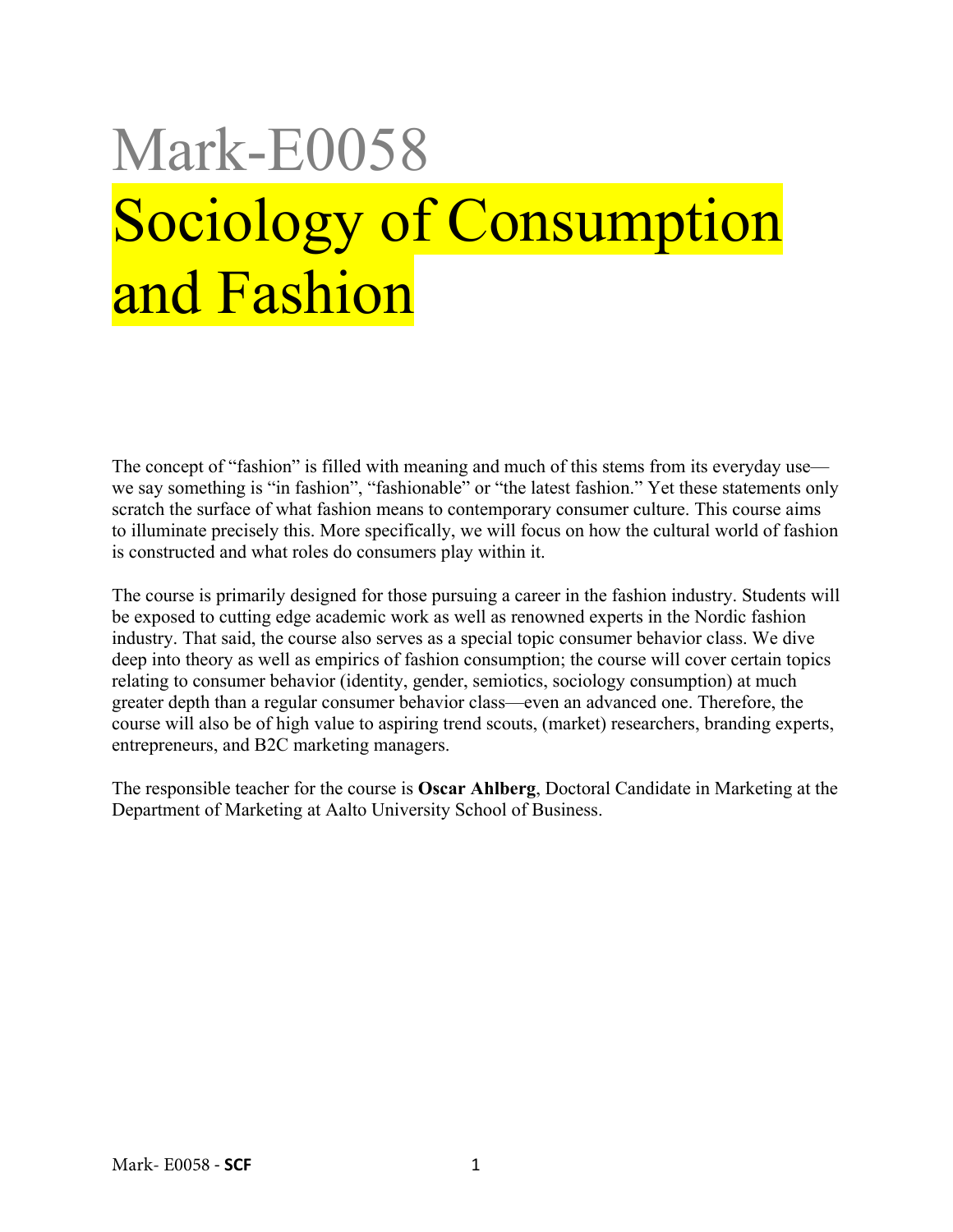# Mark-E0058

# Sociology of Consumption and Fashion

The concept of "fashion" is filled with meaning and much of this stems from its everyday use—we say something is "in fashion", "fashionable" or "the latest fashion." Yet these statements only scratch the surface of what fashion means to contemporary consumer culture. This course aims to illuminate precisely this. More specifically, we will focus on how the cultural world of fashion is constructed and what roles do consumers play within it.

The course is primarily designed for those pursuing a career in the fashion industry. Students will be exposed to cutting edge academic work as well as renowned experts in the Nordic fashion industry. That said, the course also serves as a special topic consumer behavior class. We dive deep into theory as well as empirics of fashion consumption; the course will cover certain topics relating to consumer behavior (identity, gender, semiotics, sociology consumption) at much greater depth than a regular consumer behavior class—even an advanced one. Therefore, the course will also be of high value to aspiring trend scouts, (market) researchers, branding experts, entrepreneurs, and B2C marketing managers.

The responsible teacher for the course is **Oscar Ahlberg**, Doctoral Candidate in Marketing at the Department of Marketing at Aalto University School of Business.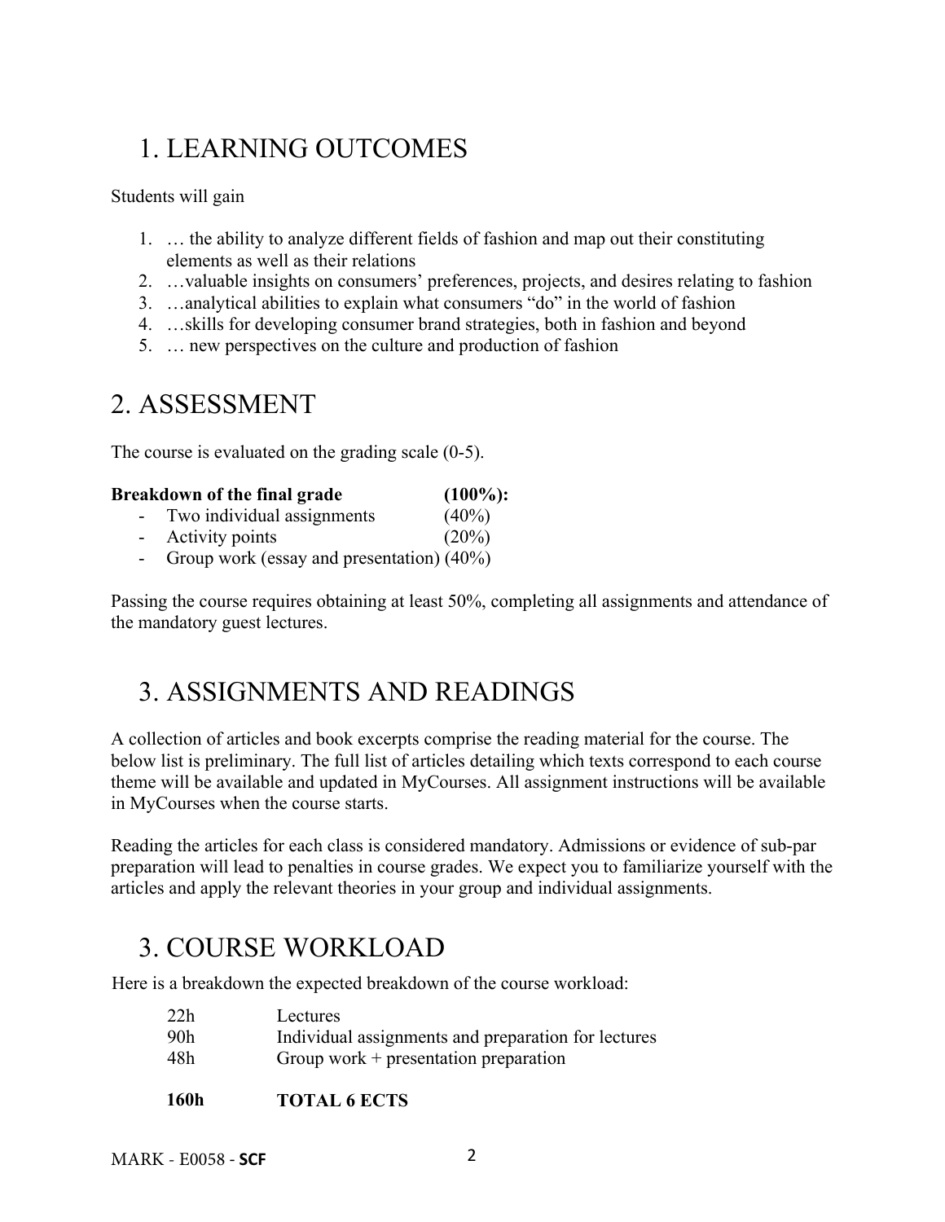# 1. LEARNING OUTCOMES

Students will gain

1. … the ability to analyze different fields of fashion and map out their constituting elements as well as their relations
2. …valuable insights on consumers' preferences, projects, and desires relating to fashion
3. …analytical abilities to explain what consumers "do" in the world of fashion
4. …skills for developing consumer brand strategies, both in fashion and beyond
5. … new perspectives on the culture and production of fashion

# 2. ASSESSMENT

The course is evaluated on the grading scale (0-5).

**Breakdown of the final grade (100%):**

- Two individual assignments (40%)
- Activity points (20%)
- Group work (essay and presentation) (40%)

Passing the course requires obtaining at least 50%, completing all assignments and attendance of the mandatory guest lectures.

# 3. ASSIGNMENTS AND READINGS

A collection of articles and book excerpts comprise the reading material for the course. The below list is preliminary. The full list of articles detailing which texts correspond to each course theme will be available and updated in MyCourses. All assignment instructions will be available in MyCourses when the course starts.

Reading the articles for each class is considered mandatory. Admissions or evidence of sub-par preparation will lead to penalties in course grades. We expect you to familiarize yourself with the articles and apply the relevant theories in your group and individual assignments.

# 3. COURSE WORKLOAD

Here is a breakdown the expected breakdown of the course workload:

| | |
|---|---|
| 22h | Lectures |
| 90h | Individual assignments and preparation for lectures |
| 48h | Group work + presentation preparation |
| **160h** | **TOTAL 6 ECTS** |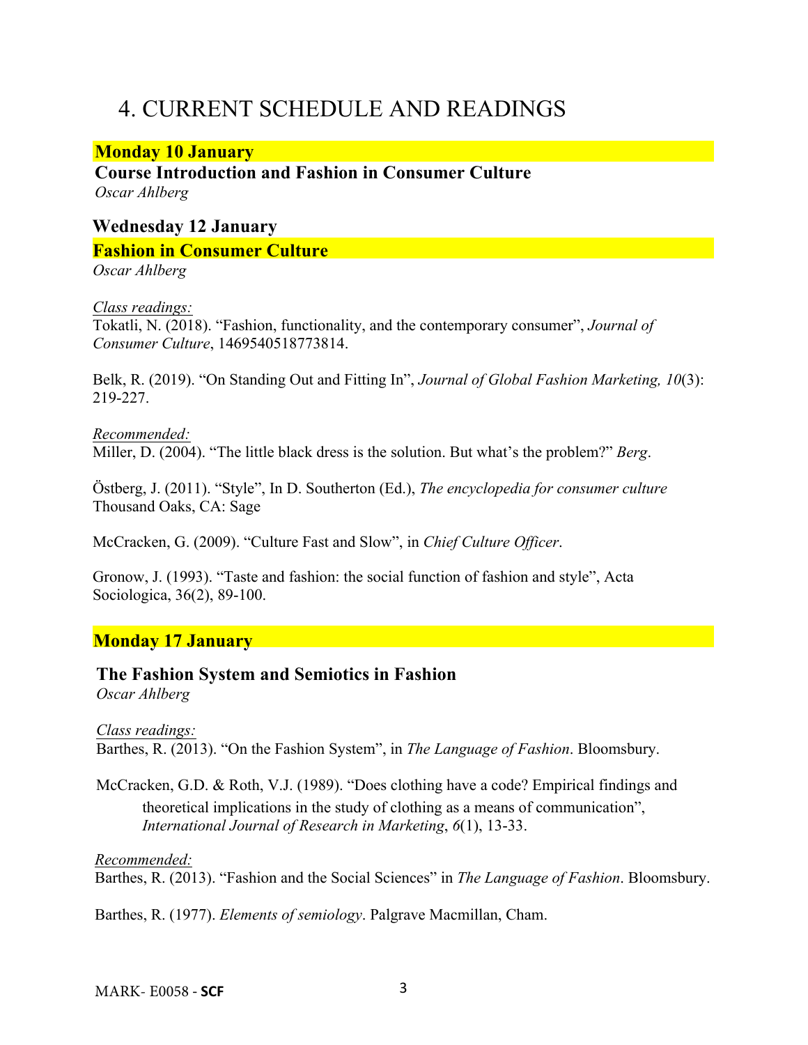# 4. CURRENT SCHEDULE AND READINGS

**Monday 10 January**

**Course Introduction and Fashion in Consumer Culture**
*Oscar Ahlberg*

**Wednesday 12 January**

**Fashion in Consumer Culture**
*Oscar Ahlberg*

*Class readings:*

Tokatli, N. (2018). "Fashion, functionality, and the contemporary consumer", *Journal of Consumer Culture*, 1469540518773814.

Belk, R. (2019). "On Standing Out and Fitting In", *Journal of Global Fashion Marketing, 10*(3): 219-227.

*Recommended:*

Miller, D. (2004). "The little black dress is the solution. But what's the problem?" *Berg*.

Östberg, J. (2011). "Style", In D. Southerton (Ed.), *The encyclopedia for consumer culture* Thousand Oaks, CA: Sage

McCracken, G. (2009). "Culture Fast and Slow", in *Chief Culture Officer*.

Gronow, J. (1993). "Taste and fashion: the social function of fashion and style", Acta Sociologica, 36(2), 89-100.

**Monday 17 January**

**The Fashion System and Semiotics in Fashion**
*Oscar Ahlberg*

*Class readings:*

Barthes, R. (2013). "On the Fashion System", in *The Language of Fashion*. Bloomsbury.

McCracken, G.D. & Roth, V.J. (1989). "Does clothing have a code? Empirical findings and theoretical implications in the study of clothing as a means of communication", *International Journal of Research in Marketing*, *6*(1), 13-33.

*Recommended:*

Barthes, R. (2013). "Fashion and the Social Sciences" in *The Language of Fashion*. Bloomsbury.

Barthes, R. (1977). *Elements of semiology*. Palgrave Macmillan, Cham.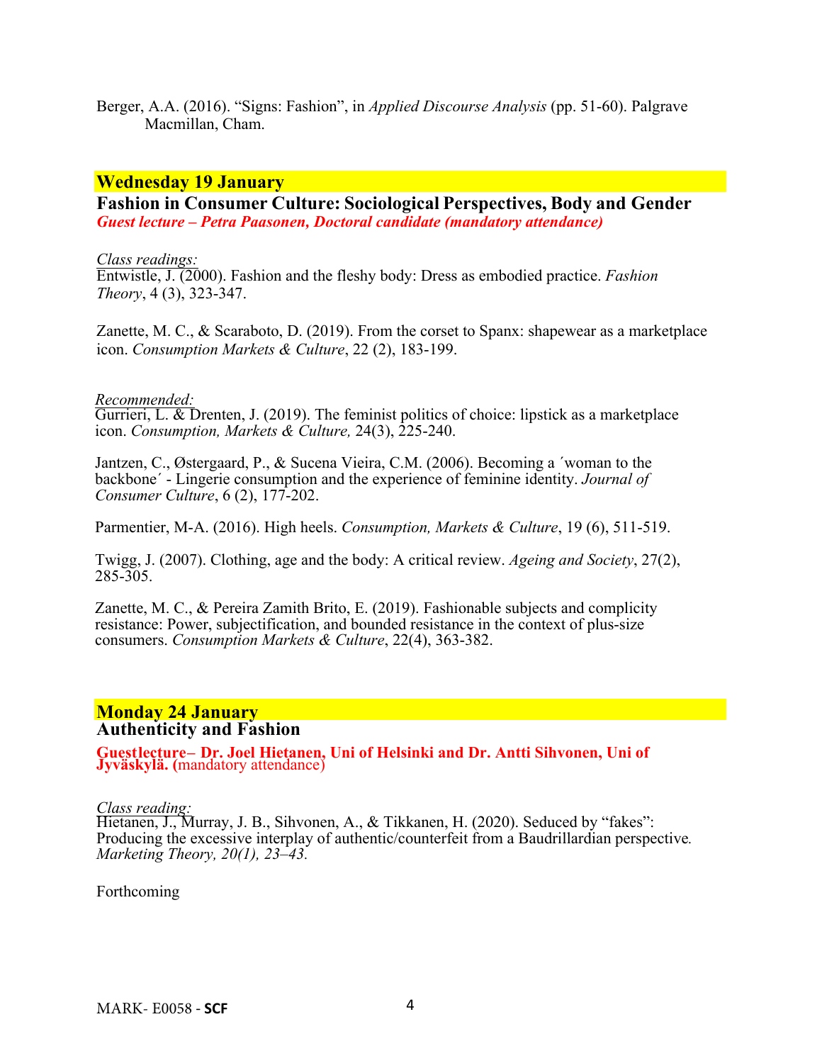Berger, A.A. (2016). “Signs: Fashion”, in *Applied Discourse Analysis* (pp. 51-60). Palgrave Macmillan, Cham.

## Wednesday 19 January

### Fashion in Consumer Culture: Sociological Perspectives, Body and Gender

***Guest lecture – Petra Paasonen, Doctoral candidate (mandatory attendance)***

*Class readings:*

Entwistle, J. (2000). Fashion and the fleshy body: Dress as embodied practice. *Fashion Theory*, 4 (3), 323-347.

Zanette, M. C., & Scaraboto, D. (2019). From the corset to Spanx: shapewear as a marketplace icon. *Consumption Markets & Culture*, 22 (2), 183-199.

*Recommended:*

Gurrieri, L. & Drenten, J. (2019). The feminist politics of choice: lipstick as a marketplace icon. *Consumption, Markets & Culture,* 24(3), 225-240.

Jantzen, C., Østergaard, P., & Sucena Vieira, C.M. (2006). Becoming a ´woman to the backbone´ - Lingerie consumption and the experience of feminine identity. *Journal of Consumer Culture*, 6 (2), 177-202.

Parmentier, M-A. (2016). High heels. *Consumption, Markets & Culture*, 19 (6), 511-519.

Twigg, J. (2007). Clothing, age and the body: A critical review. *Ageing and Society*, 27(2), 285-305.

Zanette, M. C., & Pereira Zamith Brito, E. (2019). Fashionable subjects and complicity resistance: Power, subjectification, and bounded resistance in the context of plus-size consumers. *Consumption Markets & Culture*, 22(4), 363-382.

## Monday 24 January

### Authenticity and Fashion

**Guestlecture– Dr. Joel Hietanen, Uni of Helsinki and Dr. Antti Sihvonen, Uni of Jyväskylä. (**mandatory attendance)

*Class reading:*

Hietanen, J., Murray, J. B., Sihvonen, A., & Tikkanen, H. (2020). Seduced by “fakes”: Producing the excessive interplay of authentic/counterfeit from a Baudrillardian perspective*. Marketing Theory, 20(1), 23–43.*

Forthcoming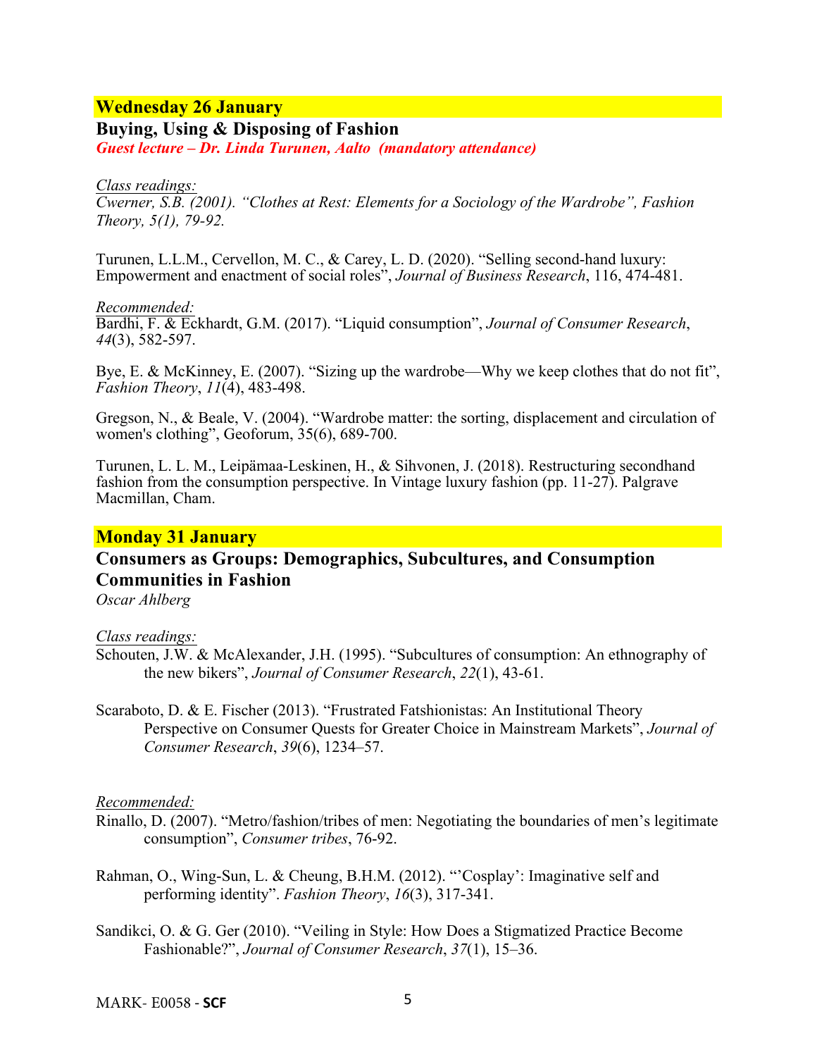## Wednesday 26 January

### Buying, Using & Disposing of Fashion

***Guest lecture – Dr. Linda Turunen, Aalto (mandatory attendance)***

*Class readings:*

*Cwerner, S.B. (2001). "Clothes at Rest: Elements for a Sociology of the Wardrobe", Fashion Theory, 5(1), 79-92.*

Turunen, L.L.M., Cervellon, M. C., & Carey, L. D. (2020). "Selling second-hand luxury: Empowerment and enactment of social roles", *Journal of Business Research*, 116, 474-481.

*Recommended:*

Bardhi, F. & Eckhardt, G.M. (2017). "Liquid consumption", *Journal of Consumer Research*, *44*(3), 582-597.

Bye, E. & McKinney, E. (2007). "Sizing up the wardrobe—Why we keep clothes that do not fit", *Fashion Theory*, *11*(4), 483-498.

Gregson, N., & Beale, V. (2004). "Wardrobe matter: the sorting, displacement and circulation of women's clothing", Geoforum, 35(6), 689-700.

Turunen, L. L. M., Leipämaa-Leskinen, H., & Sihvonen, J. (2018). Restructuring secondhand fashion from the consumption perspective. In Vintage luxury fashion (pp. 11-27). Palgrave Macmillan, Cham.

## Monday 31 January

### Consumers as Groups: Demographics, Subcultures, and Consumption Communities in Fashion

*Oscar Ahlberg*

*Class readings:*

Schouten, J.W. & McAlexander, J.H. (1995). "Subcultures of consumption: An ethnography of the new bikers", *Journal of Consumer Research*, *22*(1), 43-61.

Scaraboto, D. & E. Fischer (2013). "Frustrated Fatshionistas: An Institutional Theory Perspective on Consumer Quests for Greater Choice in Mainstream Markets", *Journal of Consumer Research*, *39*(6), 1234–57.

*Recommended:*

Rinallo, D. (2007). "Metro/fashion/tribes of men: Negotiating the boundaries of men's legitimate consumption", *Consumer tribes*, 76-92.

Rahman, O., Wing-Sun, L. & Cheung, B.H.M. (2012). "'Cosplay': Imaginative self and performing identity". *Fashion Theory*, *16*(3), 317-341.

Sandikci, O. & G. Ger (2010). "Veiling in Style: How Does a Stigmatized Practice Become Fashionable?", *Journal of Consumer Research*, *37*(1), 15–36.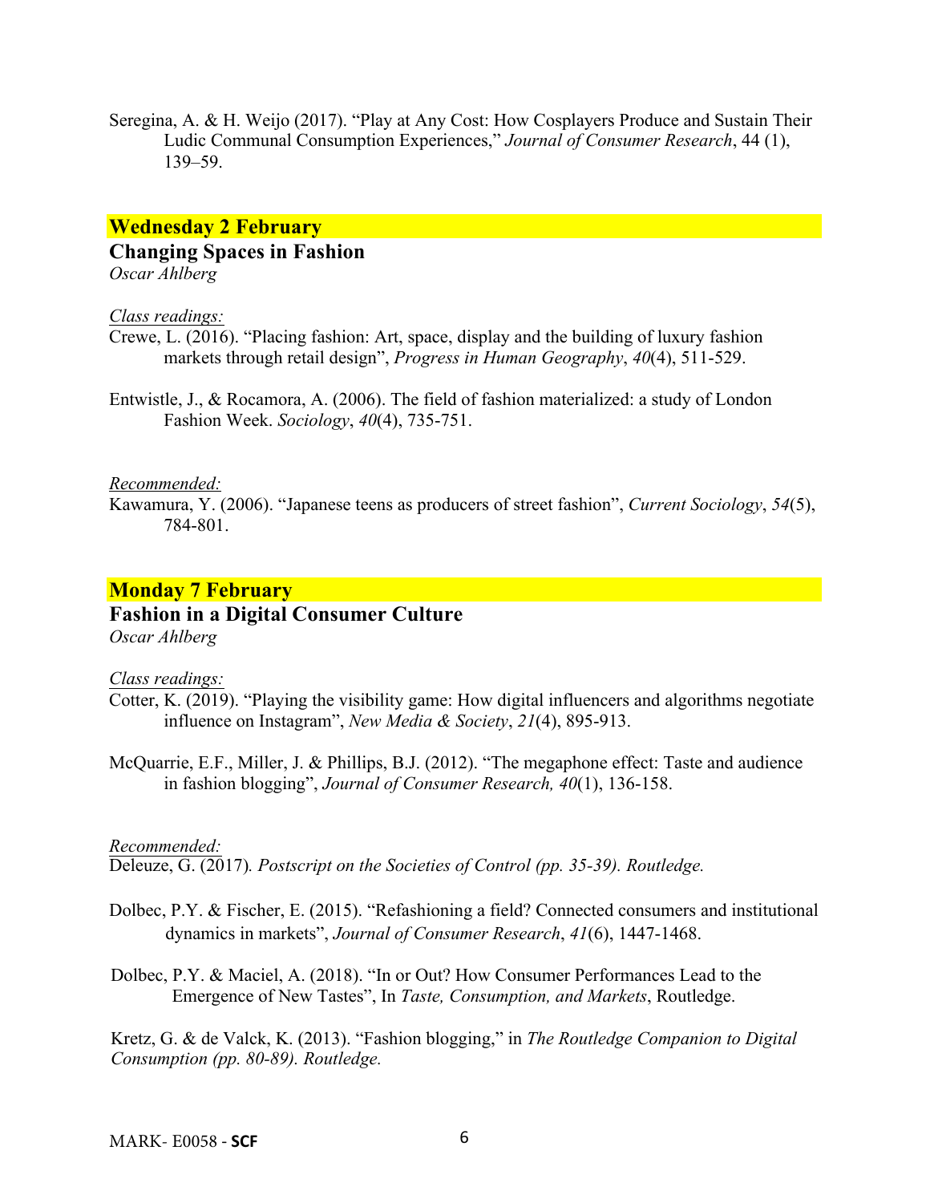Seregina, A. & H. Weijo (2017). "Play at Any Cost: How Cosplayers Produce and Sustain Their Ludic Communal Consumption Experiences," *Journal of Consumer Research*, 44 (1), 139–59.

## Wednesday 2 February

### Changing Spaces in Fashion

*Oscar Ahlberg*

*Class readings:*

Crewe, L. (2016). "Placing fashion: Art, space, display and the building of luxury fashion markets through retail design", *Progress in Human Geography*, *40*(4), 511-529.

Entwistle, J., & Rocamora, A. (2006). The field of fashion materialized: a study of London Fashion Week. *Sociology*, *40*(4), 735-751.

*Recommended:*

Kawamura, Y. (2006). "Japanese teens as producers of street fashion", *Current Sociology*, *54*(5), 784-801.

## Monday 7 February

### Fashion in a Digital Consumer Culture

*Oscar Ahlberg*

*Class readings:*

Cotter, K. (2019). "Playing the visibility game: How digital influencers and algorithms negotiate influence on Instagram", *New Media & Society*, *21*(4), 895-913.

McQuarrie, E.F., Miller, J. & Phillips, B.J. (2012). "The megaphone effect: Taste and audience in fashion blogging", *Journal of Consumer Research, 40*(1), 136-158.

*Recommended:*

Deleuze, G. (2017). *Postscript on the Societies of Control (pp. 35-39). Routledge.*

Dolbec, P.Y. & Fischer, E. (2015). "Refashioning a field? Connected consumers and institutional dynamics in markets", *Journal of Consumer Research*, *41*(6), 1447-1468.

Dolbec, P.Y. & Maciel, A. (2018). "In or Out? How Consumer Performances Lead to the Emergence of New Tastes", In *Taste, Consumption, and Markets*, Routledge.

Kretz, G. & de Valck, K. (2013). "Fashion blogging," in *The Routledge Companion to Digital Consumption (pp. 80-89). Routledge.*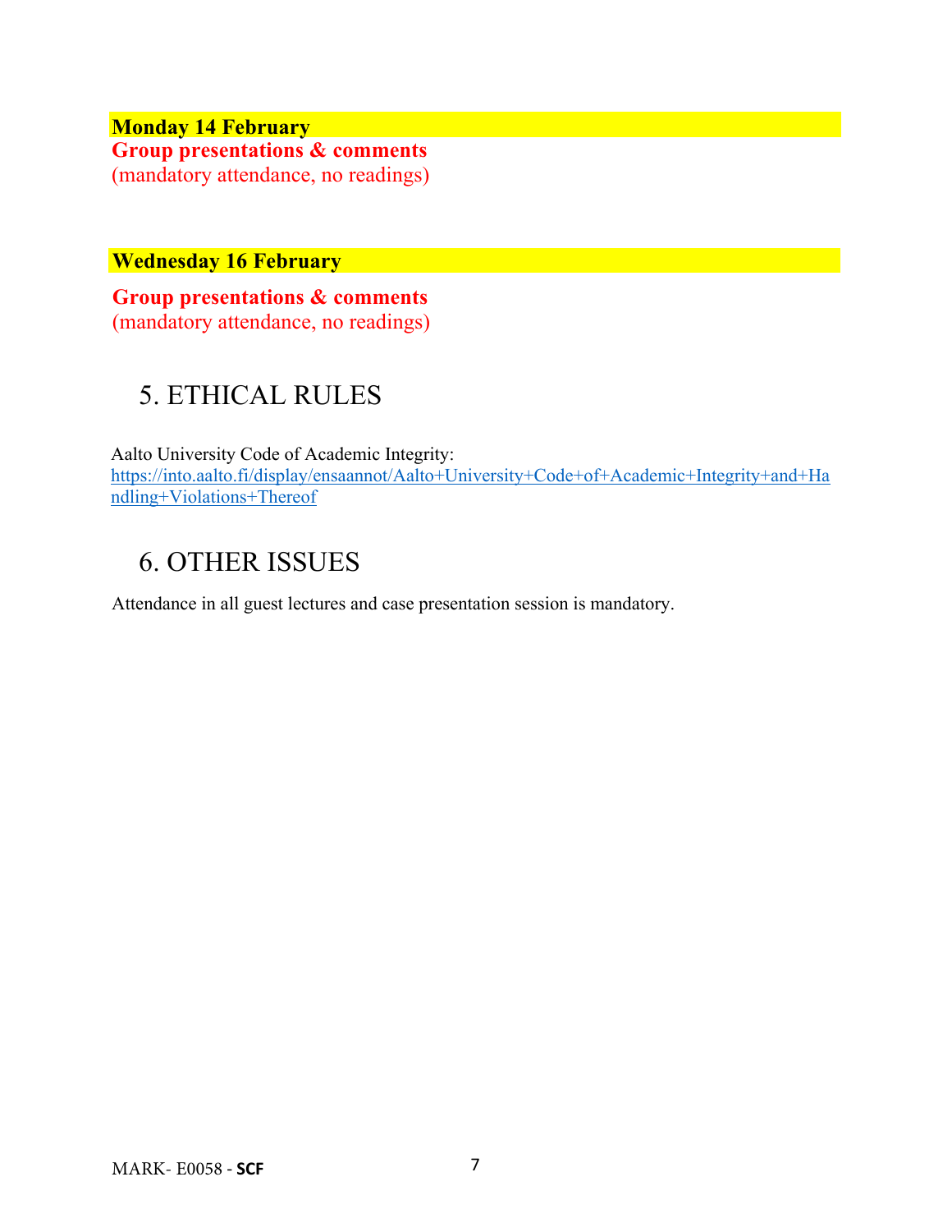**Monday 14 February**

**Group presentations & comments**
(mandatory attendance, no readings)

**Wednesday 16 February**

**Group presentations & comments**
(mandatory attendance, no readings)

## 5. ETHICAL RULES

Aalto University Code of Academic Integrity:
[https://into.aalto.fi/display/ensaannot/Aalto+University+Code+of+Academic+Integrity+and+Handling+Violations+Thereof](https://into.aalto.fi/display/ensaannot/Aalto+University+Code+of+Academic+Integrity+and+Handling+Violations+Thereof)

## 6. OTHER ISSUES

Attendance in all guest lectures and case presentation session is mandatory.